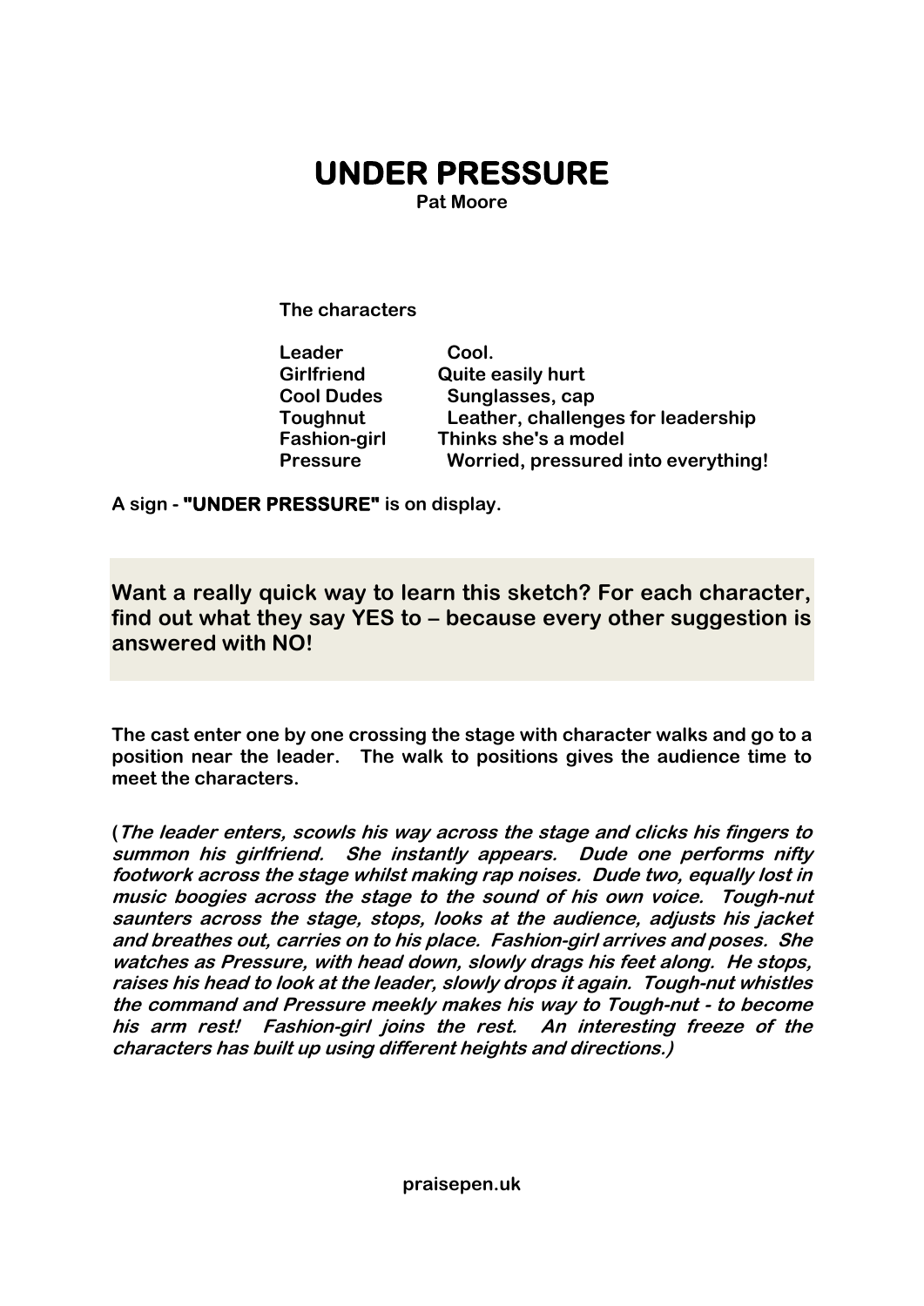# UNDER PRESSURE

**Pat Moore**

**The characters**

| | |
|---|---|
| **Leader** | **Cool.** |
| **Girlfriend** | **Quite easily hurt** |
| **Cool Dudes** | **Sunglasses, cap** |
| **Toughnut** | **Leather, challenges for leadership** |
| **Fashion-girl** | **Thinks she's a model** |
| **Pressure** | **Worried, pressured into everything!** |

**A sign - "UNDER PRESSURE" is on display.**

**Want a really quick way to learn this sketch? For each character, find out what they say YES to – because every other suggestion is answered with NO!**

**The cast enter one by one crossing the stage with character walks and go to a position near the leader. The walk to positions gives the audience time to meet the characters.**

**(*The leader enters, scowls his way across the stage and clicks his fingers to summon his girlfriend. She instantly appears. Dude one performs nifty footwork across the stage whilst making rap noises. Dude two, equally lost in music boogies across the stage to the sound of his own voice. Tough-nut saunters across the stage, stops, looks at the audience, adjusts his jacket and breathes out, carries on to his place. Fashion-girl arrives and poses. She watches as Pressure, with head down, slowly drags his feet along. He stops, raises his head to look at the leader, slowly drops it again. Tough-nut whistles the command and Pressure meekly makes his way to Tough-nut - to become his arm rest! Fashion-girl joins the rest. An interesting freeze of the characters has built up using different heights and directions.*)**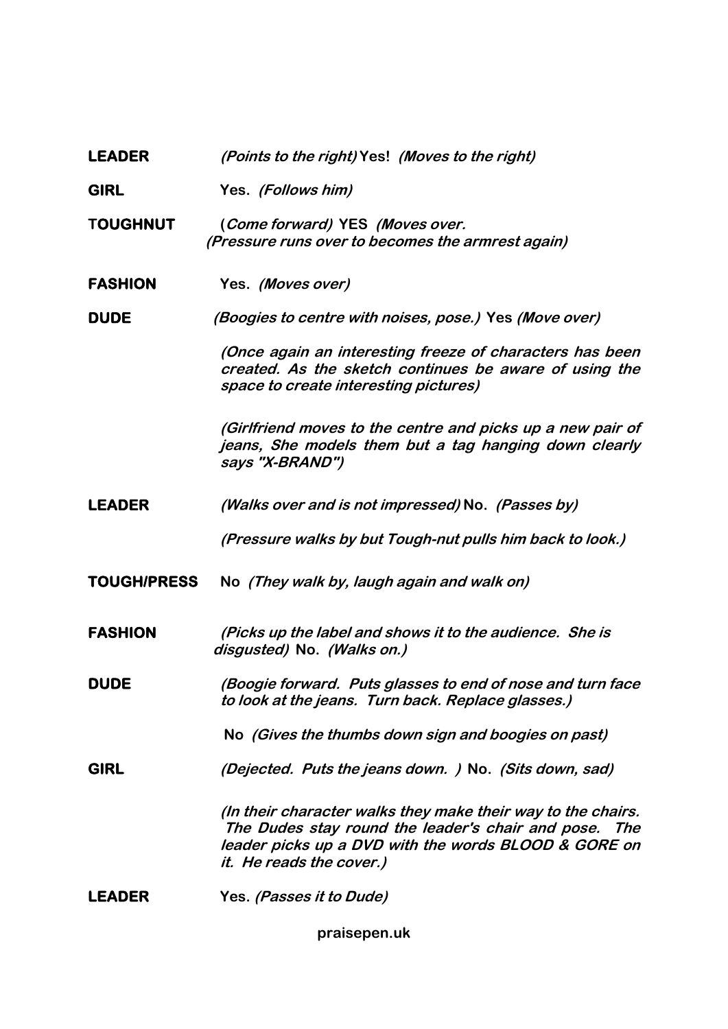**LEADER** *(Points to the right)* Yes! *(Moves to the right)*

**GIRL** Yes. *(Follows him)*

**TOUGHNUT** (*Come forward)* YES *(Moves over.*
*(Pressure runs over to becomes the armrest again)*

**FASHION** Yes. *(Moves over)*

**DUDE** *(Boogies to centre with noises, pose.)* Yes *(Move over)*

*(Once again an interesting freeze of characters has been created. As the sketch continues be aware of using the space to create interesting pictures)*

*(Girlfriend moves to the centre and picks up a new pair of jeans, She models them but a tag hanging down clearly says "X-BRAND")*

**LEADER** *(Walks over and is not impressed)* No. *(Passes by)*

*(Pressure walks by but Tough-nut pulls him back to look.)*

**TOUGH/PRESS** No *(They walk by, laugh again and walk on)*

**FASHION** *(Picks up the label and shows it to the audience. She is disgusted)* No. *(Walks on.)*

**DUDE** *(Boogie forward. Puts glasses to end of nose and turn face to look at the jeans. Turn back. Replace glasses.)*

No *(Gives the thumbs down sign and boogies on past)*

**GIRL** *(Dejected. Puts the jeans down. )* No. *(Sits down, sad)*

*(In their character walks they make their way to the chairs. The Dudes stay round the leader's chair and pose. The leader picks up a DVD with the words BLOOD & GORE on it. He reads the cover.)*

**LEADER** Yes. *(Passes it to Dude)*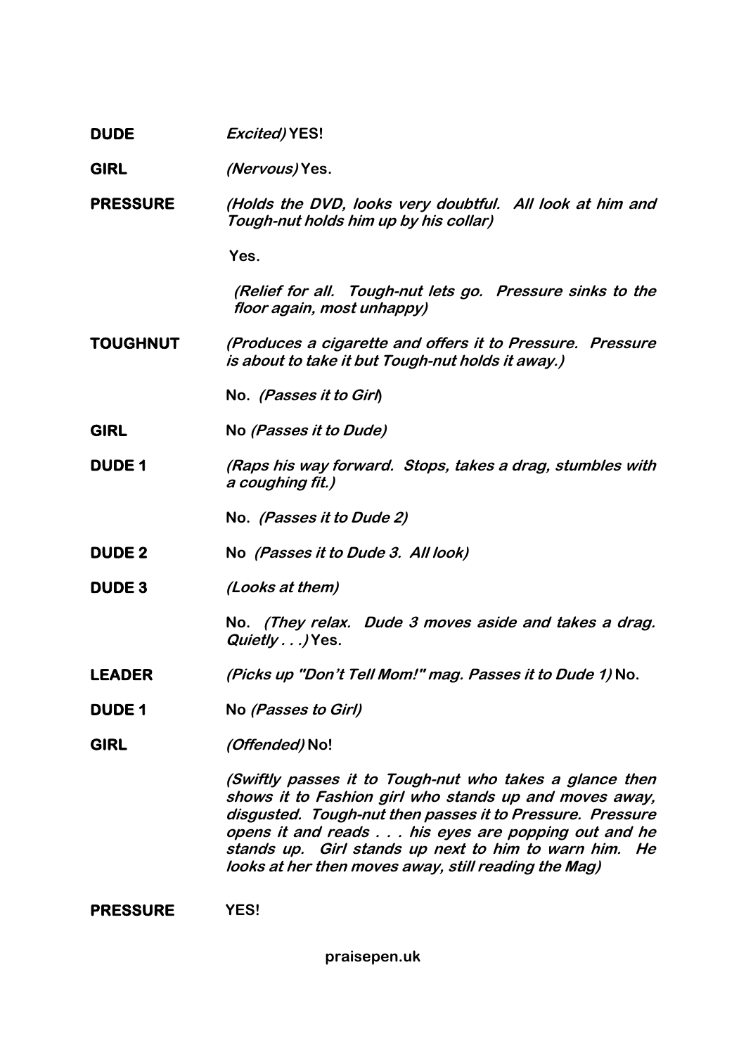**DUDE** *Excited)* **YES!**

**GIRL** *(Nervous)* **Yes.**

**PRESSURE** *(Holds the DVD, looks very doubtful. All look at him and Tough-nut holds him up by his collar)*

**Yes.**

*(Relief for all. Tough-nut lets go. Pressure sinks to the floor again, most unhappy)*

**TOUGHNUT** *(Produces a cigarette and offers it to Pressure. Pressure is about to take it but Tough-nut holds it away.)*

**No.** *(Passes it to Girl)*

**GIRL** **No** *(Passes it to Dude)*

**DUDE 1** *(Raps his way forward. Stops, takes a drag, stumbles with a coughing fit.)*

**No.** *(Passes it to Dude 2)*

**DUDE 2** **No** *(Passes it to Dude 3. All look)*

**DUDE 3** *(Looks at them)*

**No.** *(They relax. Dude 3 moves aside and takes a drag. Quietly . . .)* **Yes.**

**LEADER** *(Picks up "Don't Tell Mom!" mag. Passes it to Dude 1)* **No.**

**DUDE 1** **No** *(Passes to Girl)*

**GIRL** *(Offended)* **No!**

*(Swiftly passes it to Tough-nut who takes a glance then shows it to Fashion girl who stands up and moves away, disgusted. Tough-nut then passes it to Pressure. Pressure opens it and reads . . . his eyes are popping out and he stands up. Girl stands up next to him to warn him. He looks at her then moves away, still reading the Mag)*

**PRESSURE** **YES!**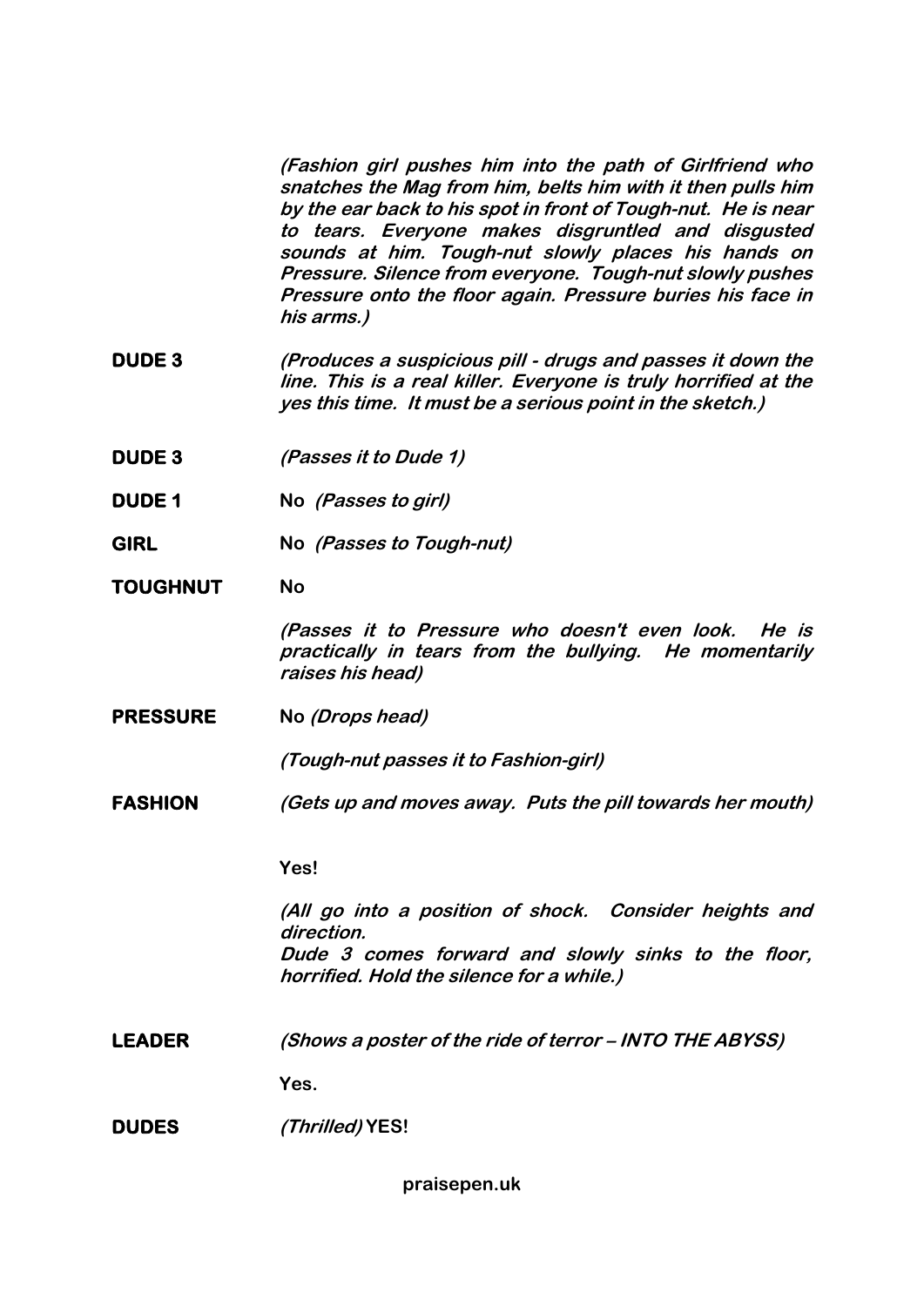*(Fashion girl pushes him into the path of Girlfriend who snatches the Mag from him, belts him with it then pulls him by the ear back to his spot in front of Tough-nut. He is near to tears. Everyone makes disgruntled and disgusted sounds at him. Tough-nut slowly places his hands on Pressure. Silence from everyone. Tough-nut slowly pushes Pressure onto the floor again. Pressure buries his face in his arms.)*

**DUDE 3** *(Produces a suspicious pill - drugs and passes it down the line. This is a real killer. Everyone is truly horrified at the yes this time. It must be a serious point in the sketch.)*

**DUDE 3** *(Passes it to Dude 1)*

**DUDE 1** No *(Passes to girl)*

**GIRL** No *(Passes to Tough-nut)*

**TOUGHNUT** No

*(Passes it to Pressure who doesn't even look. He is practically in tears from the bullying. He momentarily raises his head)*

**PRESSURE** No *(Drops head)*

*(Tough-nut passes it to Fashion-girl)*

**FASHION** *(Gets up and moves away. Puts the pill towards her mouth)*

Yes!

*(All go into a position of shock. Consider heights and direction.*
*Dude 3 comes forward and slowly sinks to the floor, horrified. Hold the silence for a while.)*

**LEADER** *(Shows a poster of the ride of terror – INTO THE ABYSS)*

Yes.

**DUDES** *(Thrilled)* YES!

praisepen.uk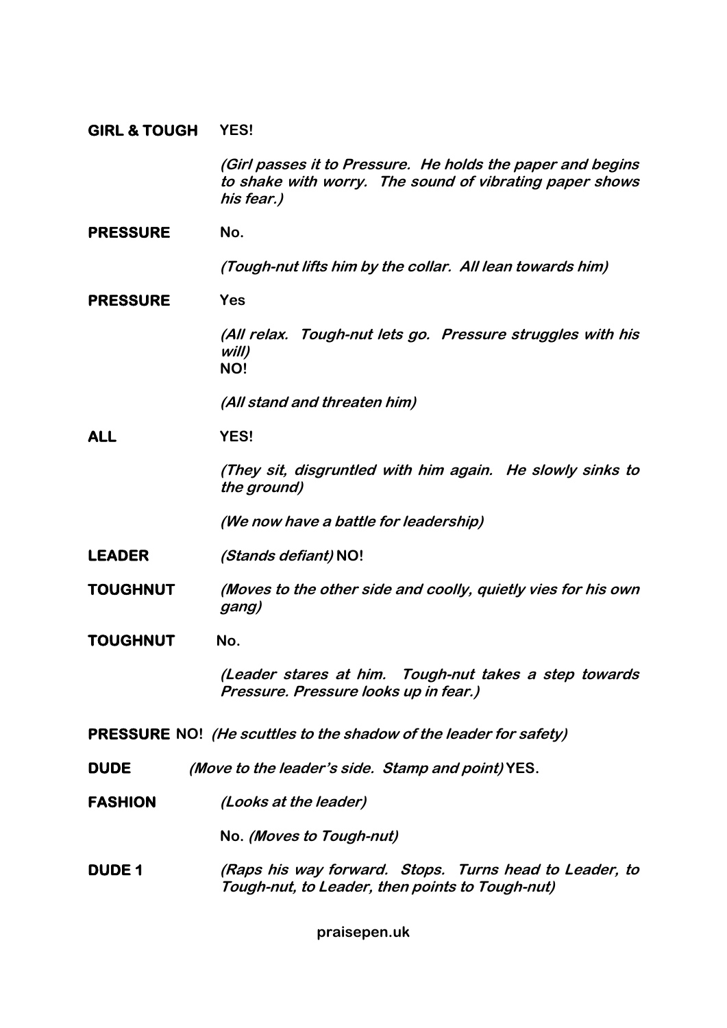**GIRL & TOUGH** YES!

*(Girl passes it to Pressure. He holds the paper and begins to shake with worry. The sound of vibrating paper shows his fear.)*

**PRESSURE** No.

*(Tough-nut lifts him by the collar. All lean towards him)*

**PRESSURE** Yes

*(All relax. Tough-nut lets go. Pressure struggles with his will)*
NO!

*(All stand and threaten him)*

**ALL** YES!

*(They sit, disgruntled with him again. He slowly sinks to the ground)*

*(We now have a battle for leadership)*

**LEADER** *(Stands defiant)* NO!

**TOUGHNUT** *(Moves to the other side and coolly, quietly vies for his own gang)*

**TOUGHNUT** No.

*(Leader stares at him. Tough-nut takes a step towards Pressure. Pressure looks up in fear.)*

**PRESSURE** NO! *(He scuttles to the shadow of the leader for safety)*

**DUDE** *(Move to the leader's side. Stamp and point)* YES.

**FASHION** *(Looks at the leader)*

No. *(Moves to Tough-nut)*

**DUDE 1** *(Raps his way forward. Stops. Turns head to Leader, to Tough-nut, to Leader, then points to Tough-nut)*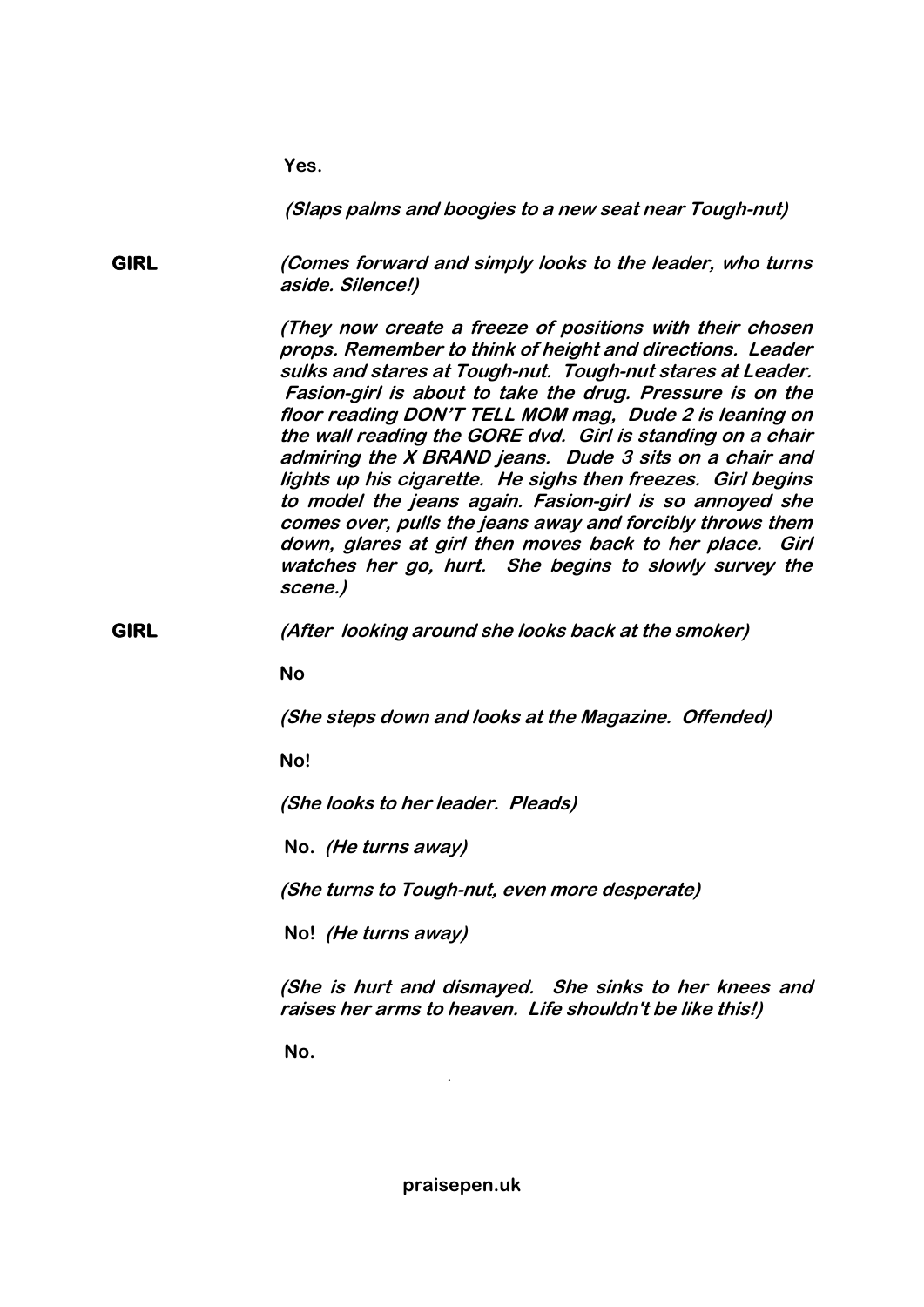**Yes.**

***(Slaps palms and boogies to a new seat near Tough-nut)***

**GIRL** ***(Comes forward and simply looks to the leader, who turns aside. Silence!)***

***(They now create a freeze of positions with their chosen props. Remember to think of height and directions. Leader sulks and stares at Tough-nut. Tough-nut stares at Leader. Fasion-girl is about to take the drug. Pressure is on the floor reading DON'T TELL MOM mag, Dude 2 is leaning on the wall reading the GORE dvd. Girl is standing on a chair admiring the X BRAND jeans. Dude 3 sits on a chair and lights up his cigarette. He sighs then freezes. Girl begins to model the jeans again. Fasion-girl is so annoyed she comes over, pulls the jeans away and forcibly throws them down, glares at girl then moves back to her place. Girl watches her go, hurt. She begins to slowly survey the scene.)***

**GIRL** ***(After looking around she looks back at the smoker)***

**No**

***(She steps down and looks at the Magazine. Offended)***

**No!**

***(She looks to her leader. Pleads)***

**No.** ***(He turns away)***

***(She turns to Tough-nut, even more desperate)***

**No!** ***(He turns away)***

***(She is hurt and dismayed. She sinks to her knees and raises her arms to heaven. Life shouldn't be like this!)***

**No.**

**praisepen.uk**